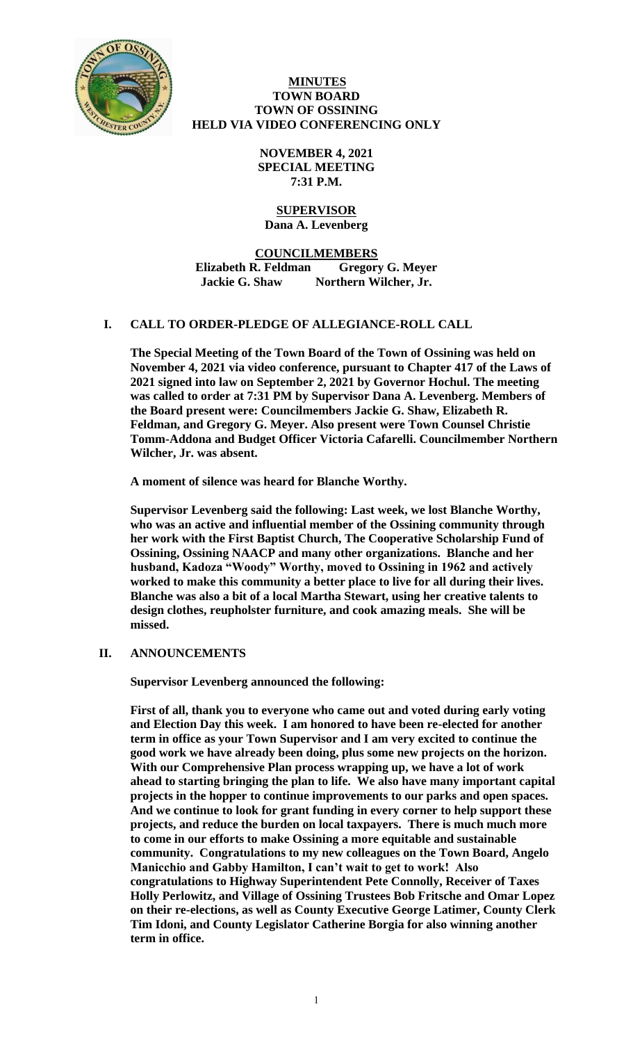**MINUTES**
**TOWN BOARD**
**TOWN OF OSSINING**
**HELD VIA VIDEO CONFERENCING ONLY**

**NOVEMBER 4, 2021**
**SPECIAL MEETING**
**7:31 P.M.**

**SUPERVISOR**
**Dana A. Levenberg**

**COUNCILMEMBERS**
**Elizabeth R. Feldman Gregory G. Meyer**
**Jackie G. Shaw Northern Wilcher, Jr.**

## I. CALL TO ORDER-PLEDGE OF ALLEGIANCE-ROLL CALL

**The Special Meeting of the Town Board of the Town of Ossining was held on November 4, 2021 via video conference, pursuant to Chapter 417 of the Laws of 2021 signed into law on September 2, 2021 by Governor Hochul. The meeting was called to order at 7:31 PM by Supervisor Dana A. Levenberg. Members of the Board present were: Councilmembers Jackie G. Shaw, Elizabeth R. Feldman, and Gregory G. Meyer. Also present were Town Counsel Christie Tomm-Addona and Budget Officer Victoria Cafarelli. Councilmember Northern Wilcher, Jr. was absent.**

**A moment of silence was heard for Blanche Worthy.**

**Supervisor Levenberg said the following: Last week, we lost Blanche Worthy, who was an active and influential member of the Ossining community through her work with the First Baptist Church, The Cooperative Scholarship Fund of Ossining, Ossining NAACP and many other organizations. Blanche and her husband, Kadoza "Woody" Worthy, moved to Ossining in 1962 and actively worked to make this community a better place to live for all during their lives. Blanche was also a bit of a local Martha Stewart, using her creative talents to design clothes, reupholster furniture, and cook amazing meals. She will be missed.**

## II. ANNOUNCEMENTS

**Supervisor Levenberg announced the following:**

**First of all, thank you to everyone who came out and voted during early voting and Election Day this week. I am honored to have been re-elected for another term in office as your Town Supervisor and I am very excited to continue the good work we have already been doing, plus some new projects on the horizon. With our Comprehensive Plan process wrapping up, we have a lot of work ahead to starting bringing the plan to life. We also have many important capital projects in the hopper to continue improvements to our parks and open spaces. And we continue to look for grant funding in every corner to help support these projects, and reduce the burden on local taxpayers. There is much much more to come in our efforts to make Ossining a more equitable and sustainable community. Congratulations to my new colleagues on the Town Board, Angelo Manicchio and Gabby Hamilton, I can't wait to get to work! Also congratulations to Highway Superintendent Pete Connolly, Receiver of Taxes Holly Perlowitz, and Village of Ossining Trustees Bob Fritsche and Omar Lopez on their re-elections, as well as County Executive George Latimer, County Clerk Tim Idoni, and County Legislator Catherine Borgia for also winning another term in office.**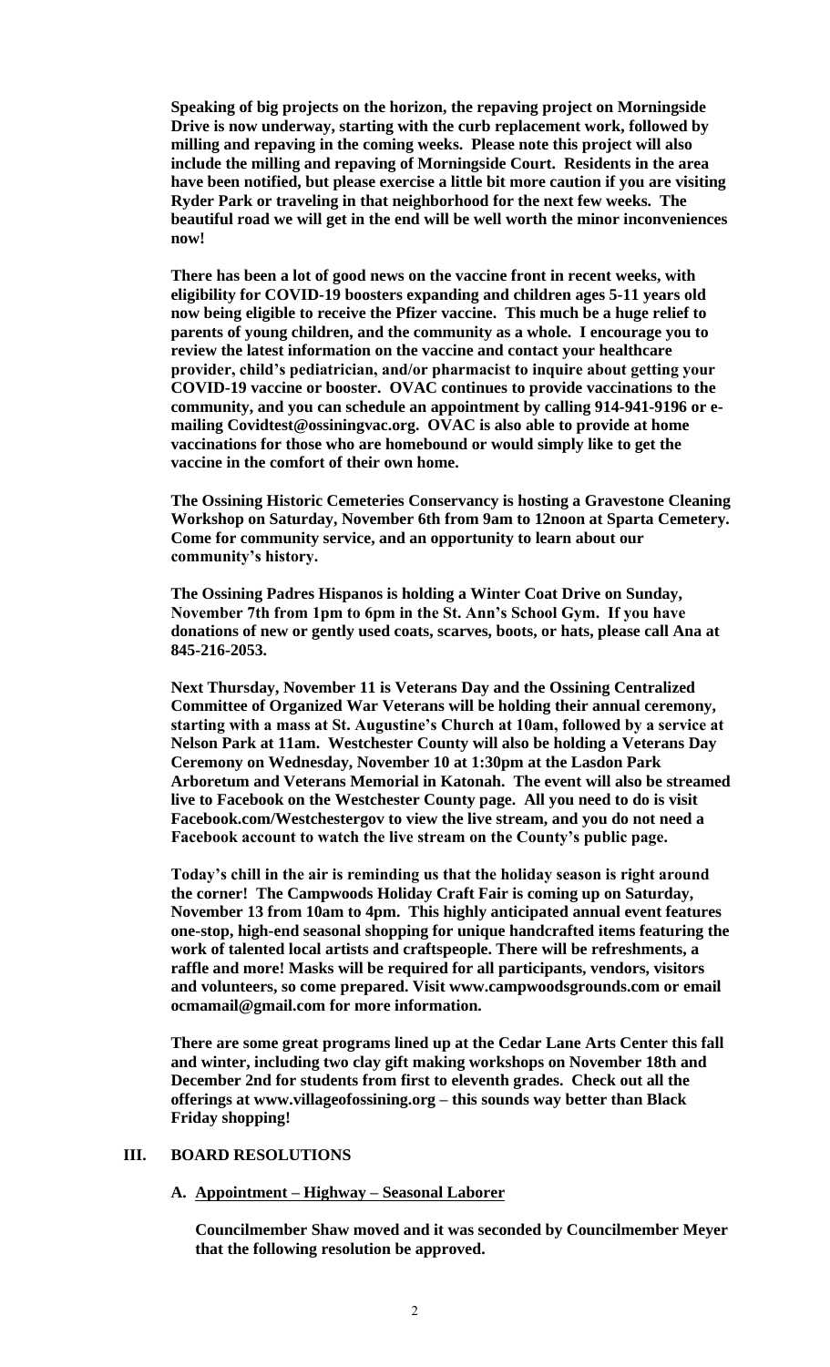**Speaking of big projects on the horizon, the repaving project on Morningside Drive is now underway, starting with the curb replacement work, followed by milling and repaving in the coming weeks. Please note this project will also include the milling and repaving of Morningside Court. Residents in the area have been notified, but please exercise a little bit more caution if you are visiting Ryder Park or traveling in that neighborhood for the next few weeks. The beautiful road we will get in the end will be well worth the minor inconveniences now!**

**There has been a lot of good news on the vaccine front in recent weeks, with eligibility for COVID-19 boosters expanding and children ages 5-11 years old now being eligible to receive the Pfizer vaccine. This much be a huge relief to parents of young children, and the community as a whole. I encourage you to review the latest information on the vaccine and contact your healthcare provider, child's pediatrician, and/or pharmacist to inquire about getting your COVID-19 vaccine or booster. OVAC continues to provide vaccinations to the community, and you can schedule an appointment by calling 914-941-9196 or e-mailing Covidtest@ossiningvac.org. OVAC is also able to provide at home vaccinations for those who are homebound or would simply like to get the vaccine in the comfort of their own home.**

**The Ossining Historic Cemeteries Conservancy is hosting a Gravestone Cleaning Workshop on Saturday, November 6th from 9am to 12noon at Sparta Cemetery. Come for community service, and an opportunity to learn about our community's history.**

**The Ossining Padres Hispanos is holding a Winter Coat Drive on Sunday, November 7th from 1pm to 6pm in the St. Ann's School Gym. If you have donations of new or gently used coats, scarves, boots, or hats, please call Ana at 845-216-2053.**

**Next Thursday, November 11 is Veterans Day and the Ossining Centralized Committee of Organized War Veterans will be holding their annual ceremony, starting with a mass at St. Augustine's Church at 10am, followed by a service at Nelson Park at 11am. Westchester County will also be holding a Veterans Day Ceremony on Wednesday, November 10 at 1:30pm at the Lasdon Park Arboretum and Veterans Memorial in Katonah. The event will also be streamed live to Facebook on the Westchester County page. All you need to do is visit Facebook.com/Westchestergov to view the live stream, and you do not need a Facebook account to watch the live stream on the County's public page.**

**Today's chill in the air is reminding us that the holiday season is right around the corner! The Campwoods Holiday Craft Fair is coming up on Saturday, November 13 from 10am to 4pm. This highly anticipated annual event features one-stop, high-end seasonal shopping for unique handcrafted items featuring the work of talented local artists and craftspeople. There will be refreshments, a raffle and more! Masks will be required for all participants, vendors, visitors and volunteers, so come prepared. Visit www.campwoodsgrounds.com or email ocmamail@gmail.com for more information.**

**There are some great programs lined up at the Cedar Lane Arts Center this fall and winter, including two clay gift making workshops on November 18th and December 2nd for students from first to eleventh grades. Check out all the offerings at www.villageofossining.org – this sounds way better than Black Friday shopping!**

## III. BOARD RESOLUTIONS

### A. Appointment – Highway – Seasonal Laborer

**Councilmember Shaw moved and it was seconded by Councilmember Meyer that the following resolution be approved.**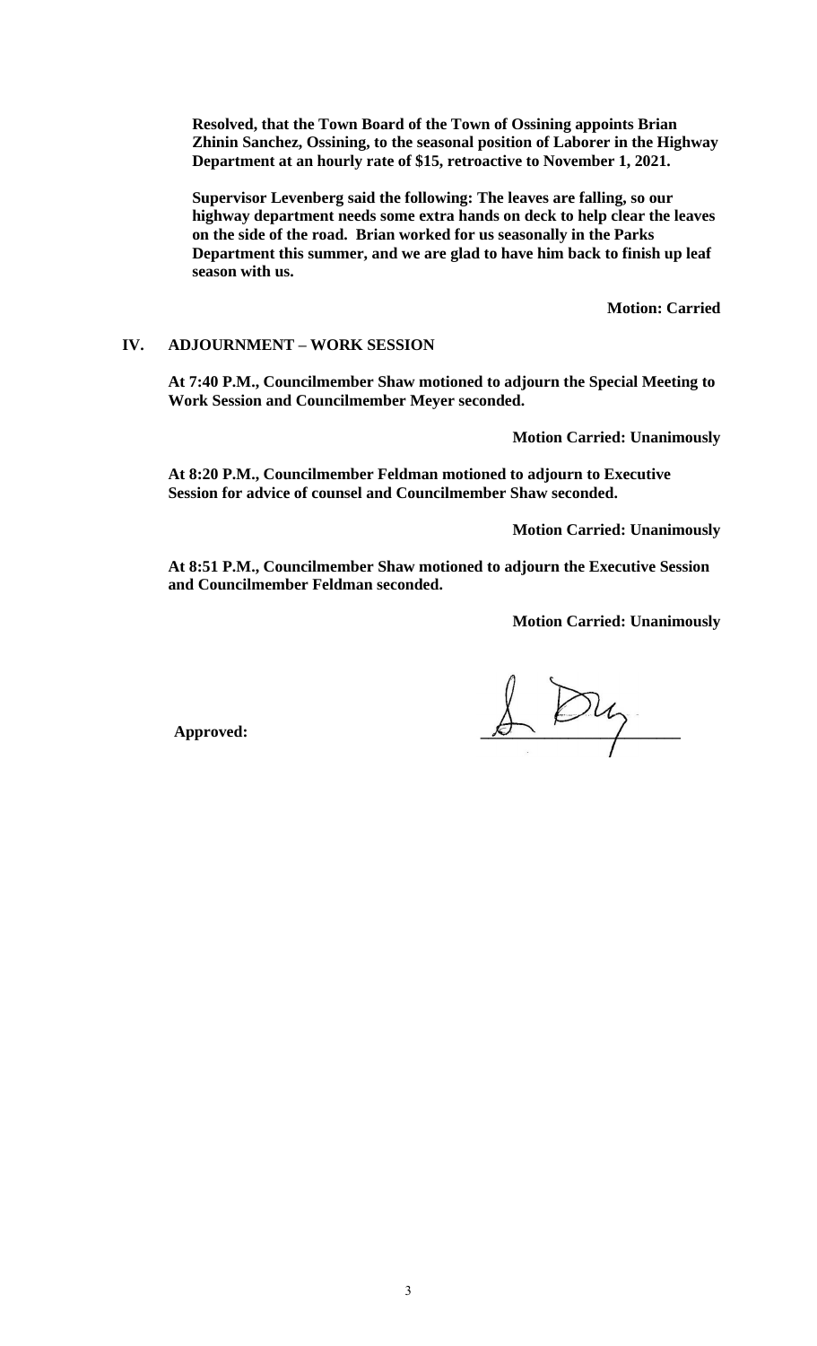**Resolved, that the Town Board of the Town of Ossining appoints Brian Zhinin Sanchez, Ossining, to the seasonal position of Laborer in the Highway Department at an hourly rate of $15, retroactive to November 1, 2021.**

**Supervisor Levenberg said the following: The leaves are falling, so our highway department needs some extra hands on deck to help clear the leaves on the side of the road. Brian worked for us seasonally in the Parks Department this summer, and we are glad to have him back to finish up leaf season with us.**

**Motion: Carried**

## IV. ADJOURNMENT – WORK SESSION

**At 7:40 P.M., Councilmember Shaw motioned to adjourn the Special Meeting to Work Session and Councilmember Meyer seconded.**

**Motion Carried: Unanimously**

**At 8:20 P.M., Councilmember Feldman motioned to adjourn to Executive Session for advice of counsel and Councilmember Shaw seconded.**

**Motion Carried: Unanimously**

**At 8:51 P.M., Councilmember Shaw motioned to adjourn the Executive Session and Councilmember Feldman seconded.**

**Motion Carried: Unanimously**

**Approved:** ______________________